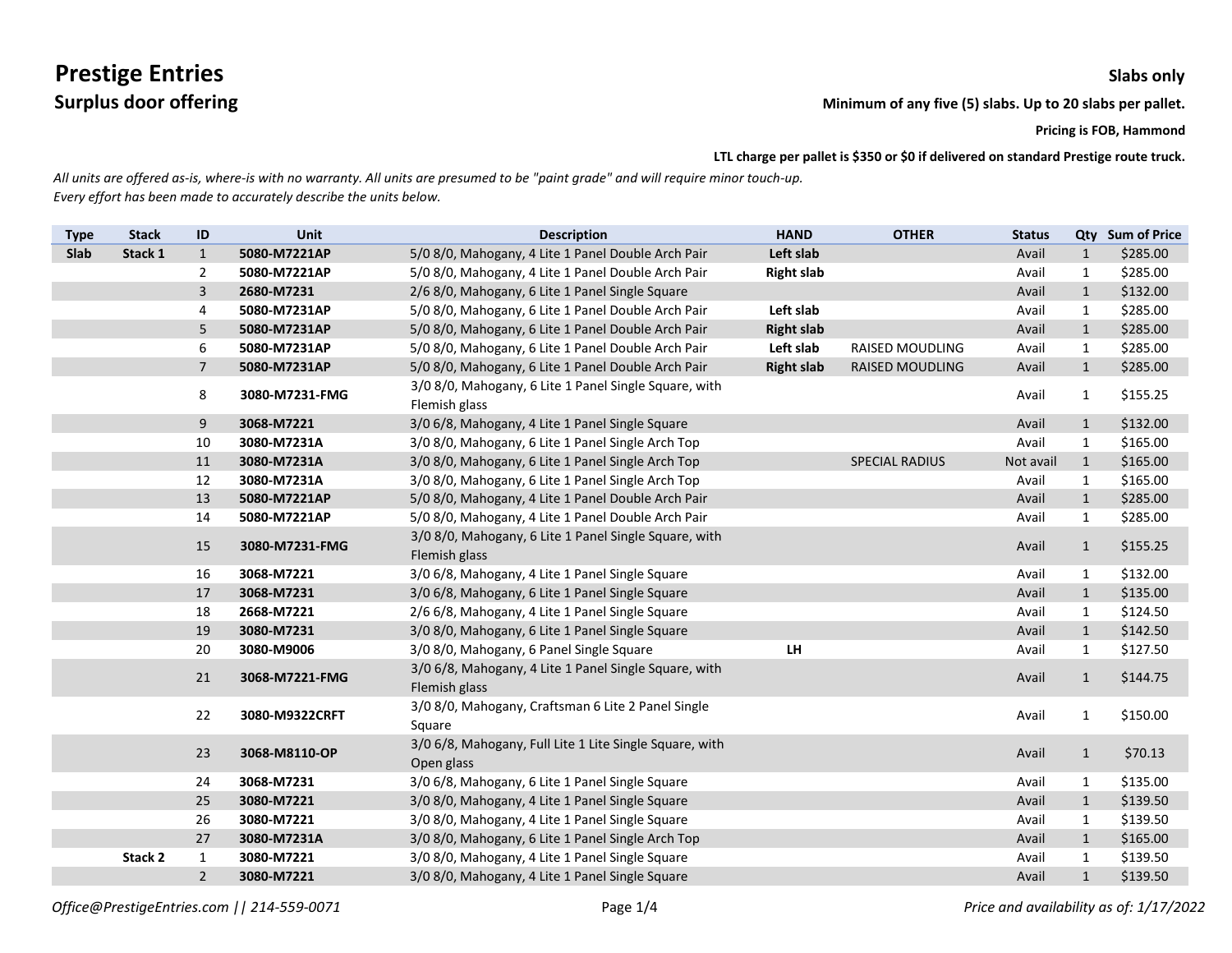# Prestige Entries

## Surplus door offering

**Slabs only**

**Minimum of any five (5) slabs. Up to 20 slabs per pallet.**

**Pricing is FOB, Hammond**

**LTL charge per pallet is $350 or $0 if delivered on standard Prestige route truck.**

*All units are offered as-is, where-is with no warranty. All units are presumed to be "paint grade" and will require minor touch-up.*
*Every effort has been made to accurately describe the units below.*

| Type | Stack | ID | Unit | Description | HAND | OTHER | Status | Qty | Sum of Price |
|---|---|---|---|---|---|---|---|---|---|
| **Slab** | **Stack 1** | 1 | **5080-M7221AP** | 5/0 8/0, Mahogany, 4 Lite 1 Panel Double Arch Pair | **Left slab** | | Avail | 1 | $285.00 |
| | | 2 | **5080-M7221AP** | 5/0 8/0, Mahogany, 4 Lite 1 Panel Double Arch Pair | **Right slab** | | Avail | 1 | $285.00 |
| | | 3 | **2680-M7231** | 2/6 8/0, Mahogany, 6 Lite 1 Panel Single Square | | | Avail | 1 | $132.00 |
| | | 4 | **5080-M7231AP** | 5/0 8/0, Mahogany, 6 Lite 1 Panel Double Arch Pair | **Left slab** | | Avail | 1 | $285.00 |
| | | 5 | **5080-M7231AP** | 5/0 8/0, Mahogany, 6 Lite 1 Panel Double Arch Pair | **Right slab** | | Avail | 1 | $285.00 |
| | | 6 | **5080-M7231AP** | 5/0 8/0, Mahogany, 6 Lite 1 Panel Double Arch Pair | **Left slab** | RAISED MOUDLING | Avail | 1 | $285.00 |
| | | 7 | **5080-M7231AP** | 5/0 8/0, Mahogany, 6 Lite 1 Panel Double Arch Pair | **Right slab** | RAISED MOUDLING | Avail | 1 | $285.00 |
| | | 8 | **3080-M7231-FMG** | 3/0 8/0, Mahogany, 6 Lite 1 Panel Single Square, with Flemish glass | | | Avail | 1 | $155.25 |
| | | 9 | **3068-M7221** | 3/0 6/8, Mahogany, 4 Lite 1 Panel Single Square | | | Avail | 1 | $132.00 |
| | | 10 | **3080-M7231A** | 3/0 8/0, Mahogany, 6 Lite 1 Panel Single Arch Top | | | Avail | 1 | $165.00 |
| | | 11 | **3080-M7231A** | 3/0 8/0, Mahogany, 6 Lite 1 Panel Single Arch Top | | SPECIAL RADIUS | Not avail | 1 | $165.00 |
| | | 12 | **3080-M7231A** | 3/0 8/0, Mahogany, 6 Lite 1 Panel Single Arch Top | | | Avail | 1 | $165.00 |
| | | 13 | **5080-M7221AP** | 5/0 8/0, Mahogany, 4 Lite 1 Panel Double Arch Pair | | | Avail | 1 | $285.00 |
| | | 14 | **5080-M7221AP** | 5/0 8/0, Mahogany, 4 Lite 1 Panel Double Arch Pair | | | Avail | 1 | $285.00 |
| | | 15 | **3080-M7231-FMG** | 3/0 8/0, Mahogany, 6 Lite 1 Panel Single Square, with Flemish glass | | | Avail | 1 | $155.25 |
| | | 16 | **3068-M7221** | 3/0 6/8, Mahogany, 4 Lite 1 Panel Single Square | | | Avail | 1 | $132.00 |
| | | 17 | **3068-M7231** | 3/0 6/8, Mahogany, 6 Lite 1 Panel Single Square | | | Avail | 1 | $135.00 |
| | | 18 | **2668-M7221** | 2/6 6/8, Mahogany, 4 Lite 1 Panel Single Square | | | Avail | 1 | $124.50 |
| | | 19 | **3080-M7231** | 3/0 8/0, Mahogany, 6 Lite 1 Panel Single Square | | | Avail | 1 | $142.50 |
| | | 20 | **3080-M9006** | 3/0 8/0, Mahogany, 6 Panel Single Square | **LH** | | Avail | 1 | $127.50 |
| | | 21 | **3068-M7221-FMG** | 3/0 6/8, Mahogany, 4 Lite 1 Panel Single Square, with Flemish glass | | | Avail | 1 | $144.75 |
| | | 22 | **3080-M9322CRFT** | 3/0 8/0, Mahogany, Craftsman 6 Lite 2 Panel Single Square | | | Avail | 1 | $150.00 |
| | | 23 | **3068-M8110-OP** | 3/0 6/8, Mahogany, Full Lite 1 Lite Single Square, with Open glass | | | Avail | 1 | $70.13 |
| | | 24 | **3068-M7231** | 3/0 6/8, Mahogany, 6 Lite 1 Panel Single Square | | | Avail | 1 | $135.00 |
| | | 25 | **3080-M7221** | 3/0 8/0, Mahogany, 4 Lite 1 Panel Single Square | | | Avail | 1 | $139.50 |
| | | 26 | **3080-M7221** | 3/0 8/0, Mahogany, 4 Lite 1 Panel Single Square | | | Avail | 1 | $139.50 |
| | | 27 | **3080-M7231A** | 3/0 8/0, Mahogany, 6 Lite 1 Panel Single Arch Top | | | Avail | 1 | $165.00 |
| | **Stack 2** | 1 | **3080-M7221** | 3/0 8/0, Mahogany, 4 Lite 1 Panel Single Square | | | Avail | 1 | $139.50 |
| | | 2 | **3080-M7221** | 3/0 8/0, Mahogany, 4 Lite 1 Panel Single Square | | | Avail | 1 | $139.50 |

*Office@PrestigeEntries.com || 214-559-0071*

*Price and availability as of: 1/17/2022*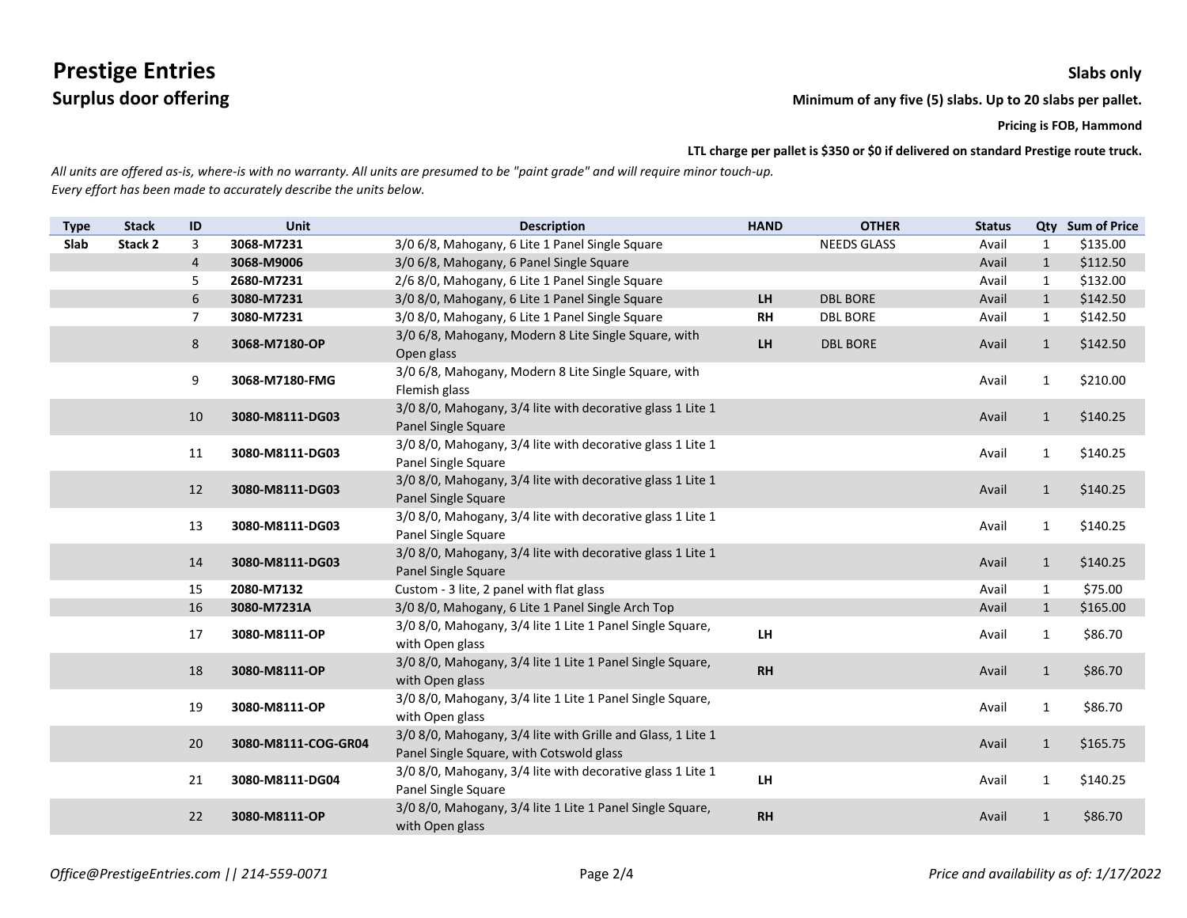# Prestige Entries

## Surplus door offering

**Slabs only**

**Minimum of any five (5) slabs. Up to 20 slabs per pallet.**

**Pricing is FOB, Hammond**

**LTL charge per pallet is $350 or $0 if delivered on standard Prestige route truck.**

*All units are offered as-is, where-is with no warranty. All units are presumed to be "paint grade" and will require minor touch-up.*
*Every effort has been made to accurately describe the units below.*

| Type | Stack | ID | Unit | Description | HAND | OTHER | Status | Qty | Sum of Price |
|---|---|---|---|---|---|---|---|---|---|
| **Slab** | **Stack 2** | 3 | **3068-M7231** | 3/0 6/8, Mahogany, 6 Lite 1 Panel Single Square | | NEEDS GLASS | Avail | 1 | $135.00 |
| | | 4 | **3068-M9006** | 3/0 6/8, Mahogany, 6 Panel Single Square | | | Avail | 1 | $112.50 |
| | | 5 | **2680-M7231** | 2/6 8/0, Mahogany, 6 Lite 1 Panel Single Square | | | Avail | 1 | $132.00 |
| | | 6 | **3080-M7231** | 3/0 8/0, Mahogany, 6 Lite 1 Panel Single Square | **LH** | DBL BORE | Avail | 1 | $142.50 |
| | | 7 | **3080-M7231** | 3/0 8/0, Mahogany, 6 Lite 1 Panel Single Square | **RH** | DBL BORE | Avail | 1 | $142.50 |
| | | 8 | **3068-M7180-OP** | 3/0 6/8, Mahogany, Modern 8 Lite Single Square, with Open glass | **LH** | DBL BORE | Avail | 1 | $142.50 |
| | | 9 | **3068-M7180-FMG** | 3/0 6/8, Mahogany, Modern 8 Lite Single Square, with Flemish glass | | | Avail | 1 | $210.00 |
| | | 10 | **3080-M8111-DG03** | 3/0 8/0, Mahogany, 3/4 lite with decorative glass 1 Lite 1 Panel Single Square | | | Avail | 1 | $140.25 |
| | | 11 | **3080-M8111-DG03** | 3/0 8/0, Mahogany, 3/4 lite with decorative glass 1 Lite 1 Panel Single Square | | | Avail | 1 | $140.25 |
| | | 12 | **3080-M8111-DG03** | 3/0 8/0, Mahogany, 3/4 lite with decorative glass 1 Lite 1 Panel Single Square | | | Avail | 1 | $140.25 |
| | | 13 | **3080-M8111-DG03** | 3/0 8/0, Mahogany, 3/4 lite with decorative glass 1 Lite 1 Panel Single Square | | | Avail | 1 | $140.25 |
| | | 14 | **3080-M8111-DG03** | 3/0 8/0, Mahogany, 3/4 lite with decorative glass 1 Lite 1 Panel Single Square | | | Avail | 1 | $140.25 |
| | | 15 | **2080-M7132** | Custom - 3 lite, 2 panel with flat glass | | | Avail | 1 | $75.00 |
| | | 16 | **3080-M7231A** | 3/0 8/0, Mahogany, 6 Lite 1 Panel Single Arch Top | | | Avail | 1 | $165.00 |
| | | 17 | **3080-M8111-OP** | 3/0 8/0, Mahogany, 3/4 lite 1 Lite 1 Panel Single Square, with Open glass | **LH** | | Avail | 1 | $86.70 |
| | | 18 | **3080-M8111-OP** | 3/0 8/0, Mahogany, 3/4 lite 1 Lite 1 Panel Single Square, with Open glass | **RH** | | Avail | 1 | $86.70 |
| | | 19 | **3080-M8111-OP** | 3/0 8/0, Mahogany, 3/4 lite 1 Lite 1 Panel Single Square, with Open glass | | | Avail | 1 | $86.70 |
| | | 20 | **3080-M8111-COG-GR04** | 3/0 8/0, Mahogany, 3/4 lite with Grille and Glass, 1 Lite 1 Panel Single Square, with Cotswold glass | | | Avail | 1 | $165.75 |
| | | 21 | **3080-M8111-DG04** | 3/0 8/0, Mahogany, 3/4 lite with decorative glass 1 Lite 1 Panel Single Square | **LH** | | Avail | 1 | $140.25 |
| | | 22 | **3080-M8111-OP** | 3/0 8/0, Mahogany, 3/4 lite 1 Lite 1 Panel Single Square, with Open glass | **RH** | | Avail | 1 | $86.70 |

*Office@PrestigeEntries.com || 214-559-0071*

*Price and availability as of: 1/17/2022*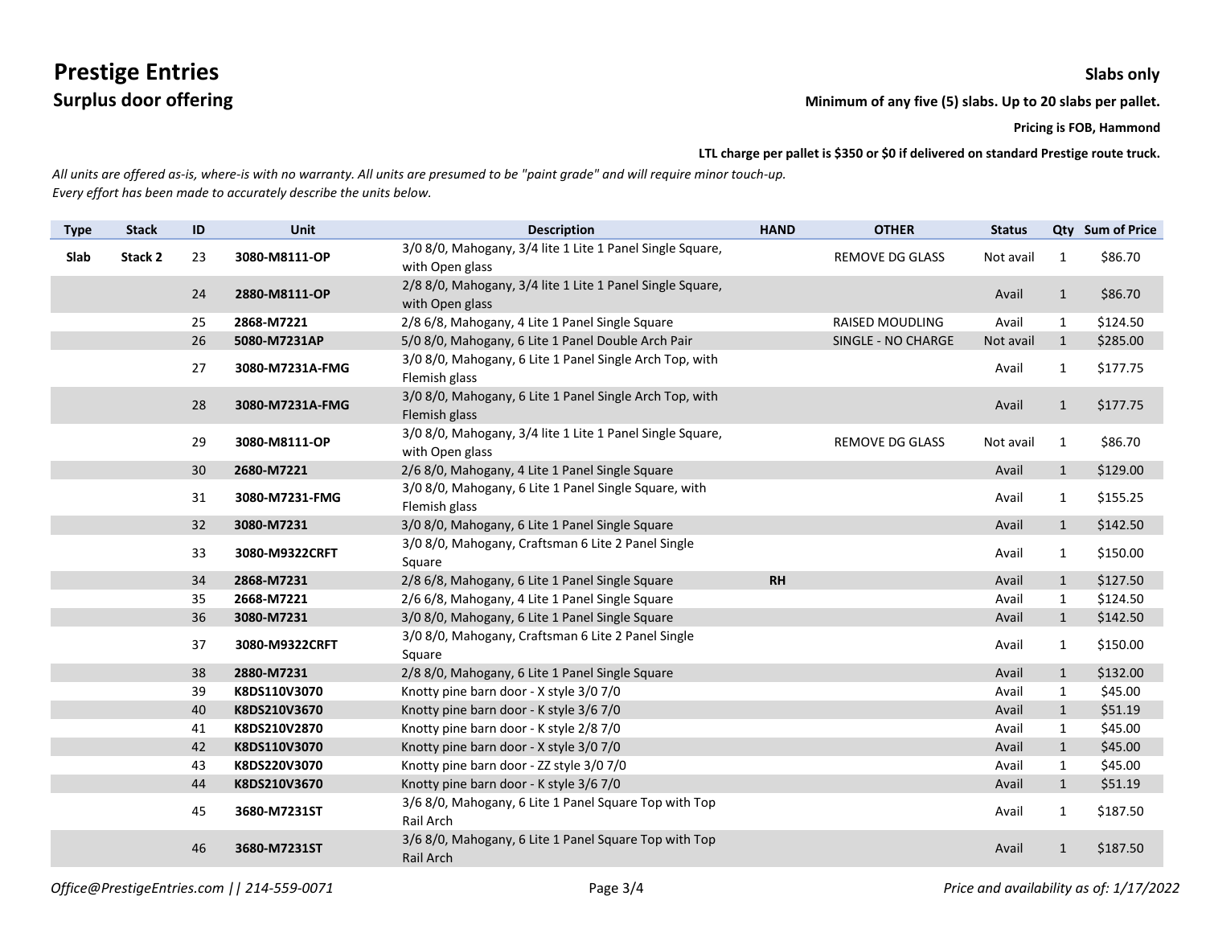# Prestige Entries

## Surplus door offering

**Slabs only**

**Minimum of any five (5) slabs. Up to 20 slabs per pallet.**

**Pricing is FOB, Hammond**

**LTL charge per pallet is $350 or $0 if delivered on standard Prestige route truck.**

*All units are offered as-is, where-is with no warranty. All units are presumed to be "paint grade" and will require minor touch-up.*
*Every effort has been made to accurately describe the units below.*

| Type | Stack | ID | Unit | Description | HAND | OTHER | Status | Qty | Sum of Price |
|---|---|---|---|---|---|---|---|---|---|
| **Slab** | **Stack 2** | 23 | **3080-M8111-OP** | 3/0 8/0, Mahogany, 3/4 lite 1 Lite 1 Panel Single Square, with Open glass | | REMOVE DG GLASS | Not avail | 1 | $86.70 |
| | | 24 | **2880-M8111-OP** | 2/8 8/0, Mahogany, 3/4 lite 1 Lite 1 Panel Single Square, with Open glass | | | Avail | 1 | $86.70 |
| | | 25 | **2868-M7221** | 2/8 6/8, Mahogany, 4 Lite 1 Panel Single Square | | RAISED MOUDLING | Avail | 1 | $124.50 |
| | | 26 | **5080-M7231AP** | 5/0 8/0, Mahogany, 6 Lite 1 Panel Double Arch Pair | | SINGLE - NO CHARGE | Not avail | 1 | $285.00 |
| | | 27 | **3080-M7231A-FMG** | 3/0 8/0, Mahogany, 6 Lite 1 Panel Single Arch Top, with Flemish glass | | | Avail | 1 | $177.75 |
| | | 28 | **3080-M7231A-FMG** | 3/0 8/0, Mahogany, 6 Lite 1 Panel Single Arch Top, with Flemish glass | | | Avail | 1 | $177.75 |
| | | 29 | **3080-M8111-OP** | 3/0 8/0, Mahogany, 3/4 lite 1 Lite 1 Panel Single Square, with Open glass | | REMOVE DG GLASS | Not avail | 1 | $86.70 |
| | | 30 | **2680-M7221** | 2/6 8/0, Mahogany, 4 Lite 1 Panel Single Square | | | Avail | 1 | $129.00 |
| | | 31 | **3080-M7231-FMG** | 3/0 8/0, Mahogany, 6 Lite 1 Panel Single Square, with Flemish glass | | | Avail | 1 | $155.25 |
| | | 32 | **3080-M7231** | 3/0 8/0, Mahogany, 6 Lite 1 Panel Single Square | | | Avail | 1 | $142.50 |
| | | 33 | **3080-M9322CRFT** | 3/0 8/0, Mahogany, Craftsman 6 Lite 2 Panel Single Square | | | Avail | 1 | $150.00 |
| | | 34 | **2868-M7231** | 2/8 6/8, Mahogany, 6 Lite 1 Panel Single Square | **RH** | | Avail | 1 | $127.50 |
| | | 35 | **2668-M7221** | 2/6 6/8, Mahogany, 4 Lite 1 Panel Single Square | | | Avail | 1 | $124.50 |
| | | 36 | **3080-M7231** | 3/0 8/0, Mahogany, 6 Lite 1 Panel Single Square | | | Avail | 1 | $142.50 |
| | | 37 | **3080-M9322CRFT** | 3/0 8/0, Mahogany, Craftsman 6 Lite 2 Panel Single Square | | | Avail | 1 | $150.00 |
| | | 38 | **2880-M7231** | 2/8 8/0, Mahogany, 6 Lite 1 Panel Single Square | | | Avail | 1 | $132.00 |
| | | 39 | **K8DS110V3070** | Knotty pine barn door - X style 3/0 7/0 | | | Avail | 1 | $45.00 |
| | | 40 | **K8DS210V3670** | Knotty pine barn door - K style 3/6 7/0 | | | Avail | 1 | $51.19 |
| | | 41 | **K8DS210V2870** | Knotty pine barn door - K style 2/8 7/0 | | | Avail | 1 | $45.00 |
| | | 42 | **K8DS110V3070** | Knotty pine barn door - X style 3/0 7/0 | | | Avail | 1 | $45.00 |
| | | 43 | **K8DS220V3070** | Knotty pine barn door - ZZ style 3/0 7/0 | | | Avail | 1 | $45.00 |
| | | 44 | **K8DS210V3670** | Knotty pine barn door - K style 3/6 7/0 | | | Avail | 1 | $51.19 |
| | | 45 | **3680-M7231ST** | 3/6 8/0, Mahogany, 6 Lite 1 Panel Square Top with Top Rail Arch | | | Avail | 1 | $187.50 |
| | | 46 | **3680-M7231ST** | 3/6 8/0, Mahogany, 6 Lite 1 Panel Square Top with Top Rail Arch | | | Avail | 1 | $187.50 |

*Office@PrestigeEntries.com || 214-559-0071*

*Price and availability as of: 1/17/2022*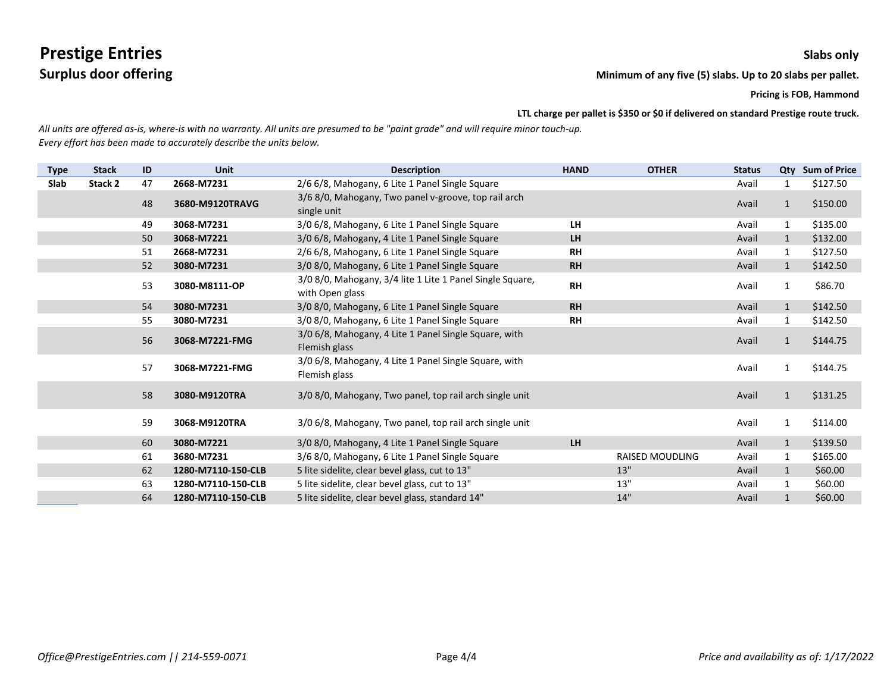# Prestige Entries

## Surplus door offering

**Slabs only**

**Minimum of any five (5) slabs. Up to 20 slabs per pallet.**

**Pricing is FOB, Hammond**

**LTL charge per pallet is $350 or $0 if delivered on standard Prestige route truck.**

*All units are offered as-is, where-is with no warranty. All units are presumed to be "paint grade" and will require minor touch-up.*
*Every effort has been made to accurately describe the units below.*

| Type | Stack | ID | Unit | Description | HAND | OTHER | Status | Qty | Sum of Price |
|---|---|---|---|---|---|---|---|---|---|
| **Slab** | **Stack 2** | 47 | **2668-M7231** | 2/6 6/8, Mahogany, 6 Lite 1 Panel Single Square | | | Avail | 1 | $127.50 |
| | | 48 | **3680-M9120TRAVG** | 3/6 8/0, Mahogany, Two panel v-groove, top rail arch single unit | | | Avail | 1 | $150.00 |
| | | 49 | **3068-M7231** | 3/0 6/8, Mahogany, 6 Lite 1 Panel Single Square | **LH** | | Avail | 1 | $135.00 |
| | | 50 | **3068-M7221** | 3/0 6/8, Mahogany, 4 Lite 1 Panel Single Square | **LH** | | Avail | 1 | $132.00 |
| | | 51 | **2668-M7231** | 2/6 6/8, Mahogany, 6 Lite 1 Panel Single Square | **RH** | | Avail | 1 | $127.50 |
| | | 52 | **3080-M7231** | 3/0 8/0, Mahogany, 6 Lite 1 Panel Single Square | **RH** | | Avail | 1 | $142.50 |
| | | 53 | **3080-M8111-OP** | 3/0 8/0, Mahogany, 3/4 lite 1 Lite 1 Panel Single Square, with Open glass | **RH** | | Avail | 1 | $86.70 |
| | | 54 | **3080-M7231** | 3/0 8/0, Mahogany, 6 Lite 1 Panel Single Square | **RH** | | Avail | 1 | $142.50 |
| | | 55 | **3080-M7231** | 3/0 8/0, Mahogany, 6 Lite 1 Panel Single Square | **RH** | | Avail | 1 | $142.50 |
| | | 56 | **3068-M7221-FMG** | 3/0 6/8, Mahogany, 4 Lite 1 Panel Single Square, with Flemish glass | | | Avail | 1 | $144.75 |
| | | 57 | **3068-M7221-FMG** | 3/0 6/8, Mahogany, 4 Lite 1 Panel Single Square, with Flemish glass | | | Avail | 1 | $144.75 |
| | | 58 | **3080-M9120TRA** | 3/0 8/0, Mahogany, Two panel, top rail arch single unit | | | Avail | 1 | $131.25 |
| | | 59 | **3068-M9120TRA** | 3/0 6/8, Mahogany, Two panel, top rail arch single unit | | | Avail | 1 | $114.00 |
| | | 60 | **3080-M7221** | 3/0 8/0, Mahogany, 4 Lite 1 Panel Single Square | **LH** | | Avail | 1 | $139.50 |
| | | 61 | **3680-M7231** | 3/6 8/0, Mahogany, 6 Lite 1 Panel Single Square | | RAISED MOUDLING | Avail | 1 | $165.00 |
| | | 62 | **1280-M7110-150-CLB** | 5 lite sidelite, clear bevel glass, cut to 13" | | 13" | Avail | 1 | $60.00 |
| | | 63 | **1280-M7110-150-CLB** | 5 lite sidelite, clear bevel glass, cut to 13" | | 13" | Avail | 1 | $60.00 |
| | | 64 | **1280-M7110-150-CLB** | 5 lite sidelite, clear bevel glass, standard 14" | | 14" | Avail | 1 | $60.00 |

*Office@PrestigeEntries.com || 214-559-0071*

*Price and availability as of: 1/17/2022*